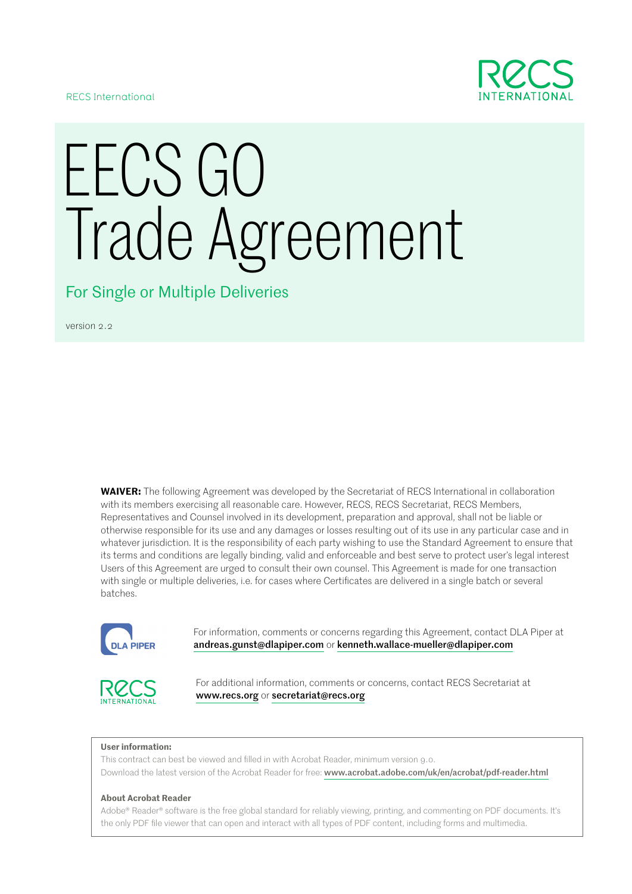RECS International

# EECS GO Trade Agreement

## For Single or Multiple Deliveries

version 2.2

**WAIVER:** The following Agreement was developed by the Secretariat of RECS International in collaboration with its members exercising all reasonable care. However, RECS, RECS Secretariat, RECS Members, Representatives and Counsel involved in its development, preparation and approval, shall not be liable or otherwise responsible for its use and any damages or losses resulting out of its use in any particular case and in whatever jurisdiction. It is the responsibility of each party wishing to use the Standard Agreement to ensure that its terms and conditions are legally binding, valid and enforceable and best serve to protect user's legal interest Users of this Agreement are urged to consult their own counsel. This Agreement is made for one transaction with single or multiple deliveries, i.e. for cases where Certificates are delivered in a single batch or several batches.

For information, comments or concerns regarding this Agreement, contact DLA Piper at **andreas.gunst@dlapiper.com** or **kenneth.wallace-mueller@dlapiper.com**

For additional information, comments or concerns, contact RECS Secretariat at **www.recs.org** or **secretariat@recs.org**

**User information:**

This contract can best be viewed and filled in with Acrobat Reader, minimum version 9.0.

Download the latest version of the Acrobat Reader for free: **www.acrobat.adobe.com/uk/en/acrobat/pdf-reader.html**

**About Acrobat Reader**

Adobe® Reader® software is the free global standard for reliably viewing, printing, and commenting on PDF documents. It's the only PDF file viewer that can open and interact with all types of PDF content, including forms and multimedia.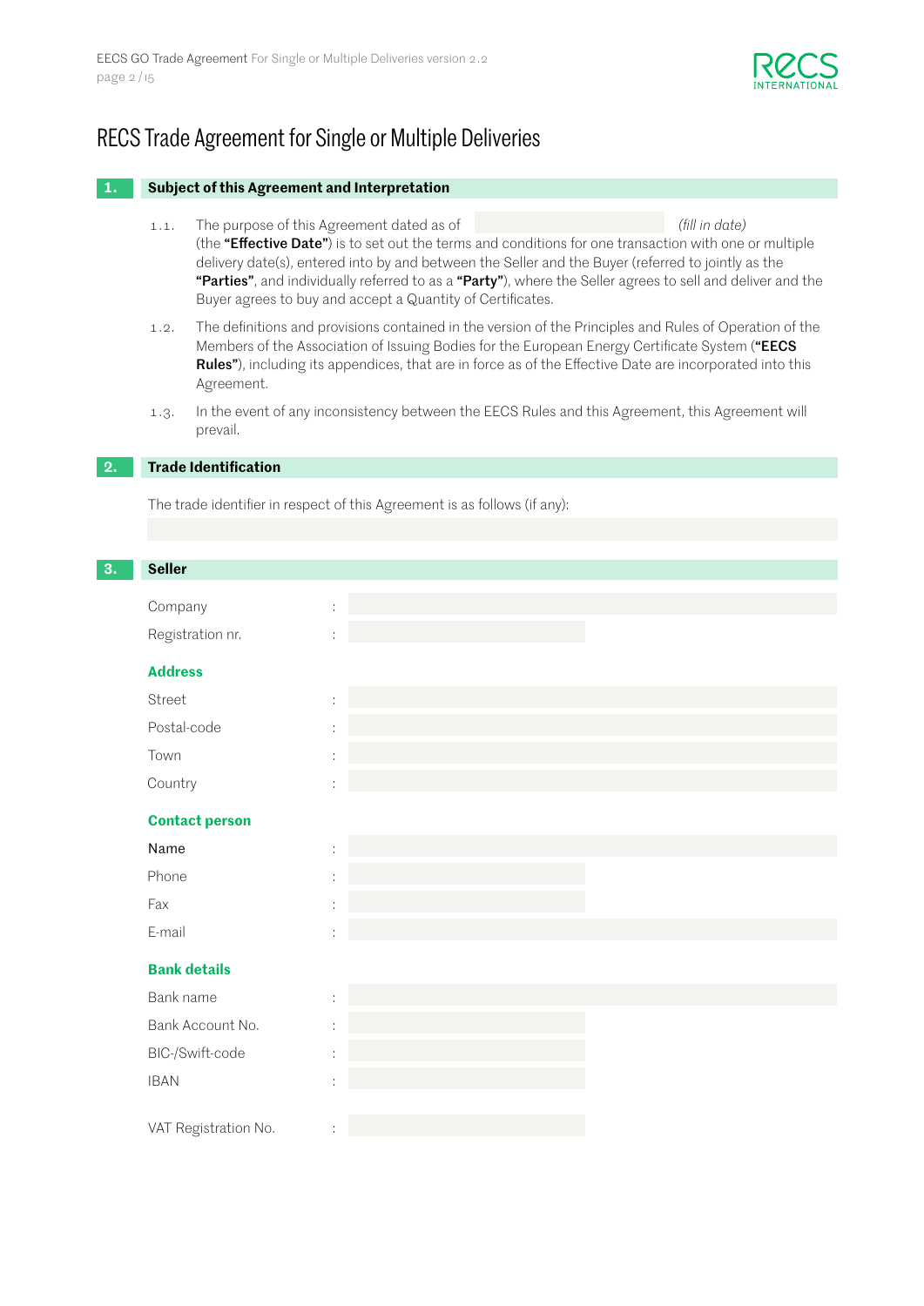# RECS Trade Agreement for Single or Multiple Deliveries

## 1. Subject of this Agreement and Interpretation

1.1. The purpose of this Agreement dated as of _______________ *(fill in date)* (the **"Effective Date"**) is to set out the terms and conditions for one transaction with one or multiple delivery date(s), entered into by and between the Seller and the Buyer (referred to jointly as the **"Parties"**, and individually referred to as a **"Party"**), where the Seller agrees to sell and deliver and the Buyer agrees to buy and accept a Quantity of Certificates.

1.2. The definitions and provisions contained in the version of the Principles and Rules of Operation of the Members of the Association of Issuing Bodies for the European Energy Certificate System (**"EECS Rules"**), including its appendices, that are in force as of the Effective Date are incorporated into this Agreement.

1.3. In the event of any inconsistency between the EECS Rules and this Agreement, this Agreement will prevail.

## 2. Trade Identification

The trade identifier in respect of this Agreement is as follows (if any):

_______________

## 3. Seller

Company : _______________

Registration nr. : _______________

### Address

Street : _______________

Postal-code : _______________

Town : _______________

Country : _______________

### Contact person

Name : _______________

Phone : _______________

Fax : _______________

E-mail : _______________

### Bank details

Bank name : _______________

Bank Account No. : _______________

BIC-/Swift-code : _______________

IBAN : _______________

VAT Registration No. : _______________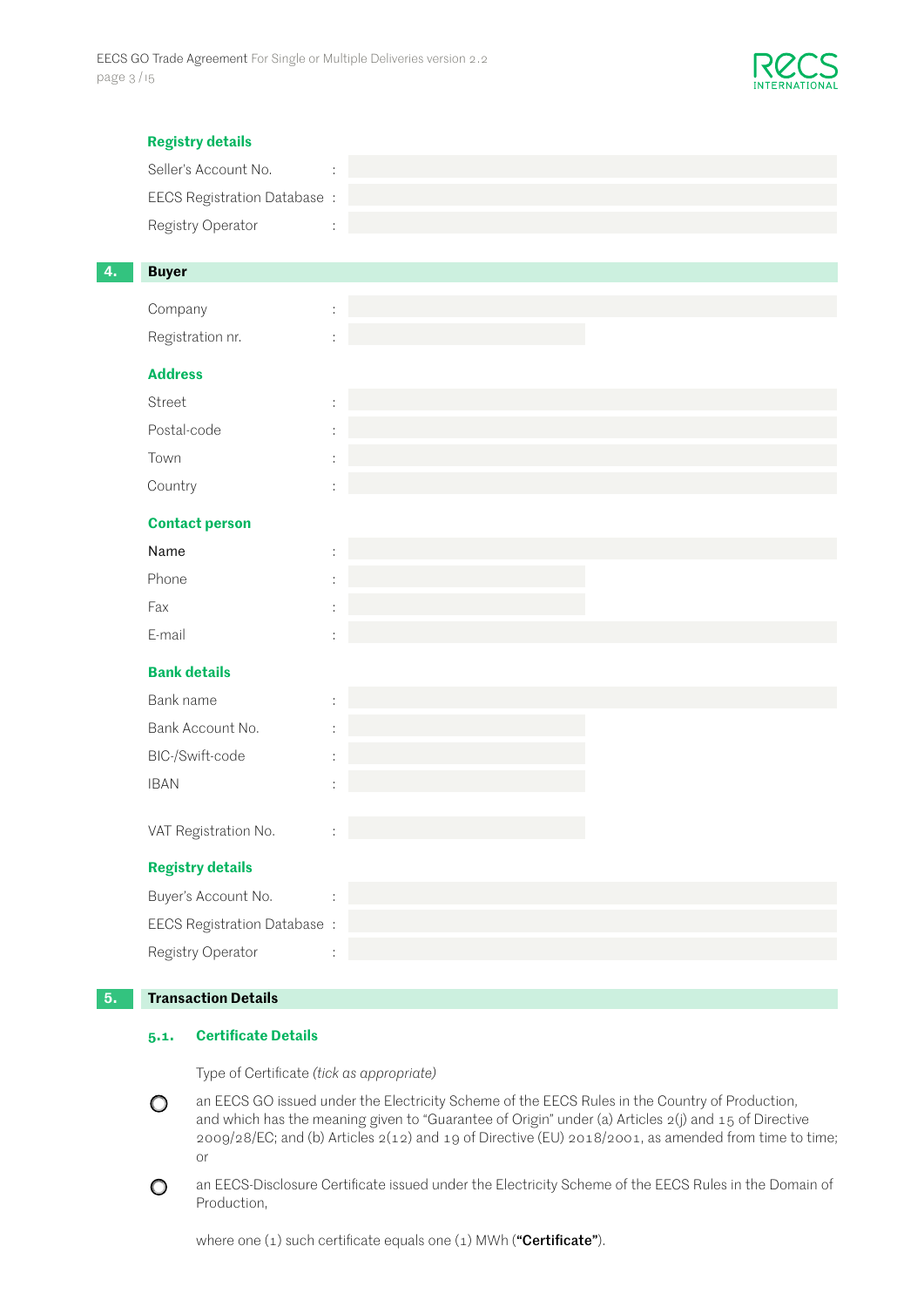**Registry details**

Seller's Account No. :

EECS Registration Database :

Registry Operator :

## 4. Buyer

Company :

Registration nr. :

**Address**

Street :

Postal-code :

Town :

Country :

**Contact person**

Name :

Phone :

Fax :

E-mail :

**Bank details**

Bank name :

Bank Account No. :

BIC-/Swift-code :

IBAN :

VAT Registration No. :

**Registry details**

Buyer's Account No. :

EECS Registration Database :

Registry Operator :

## 5. Transaction Details

### 5.1. Certificate Details

Type of Certificate *(tick as appropriate)*

○ an EECS GO issued under the Electricity Scheme of the EECS Rules in the Country of Production, and which has the meaning given to "Guarantee of Origin" under (a) Articles 2(j) and 15 of Directive 2009/28/EC; and (b) Articles 2(12) and 19 of Directive (EU) 2018/2001, as amended from time to time; or

○ an EECS-Disclosure Certificate issued under the Electricity Scheme of the EECS Rules in the Domain of Production,

where one (1) such certificate equals one (1) MWh (**"Certificate"**).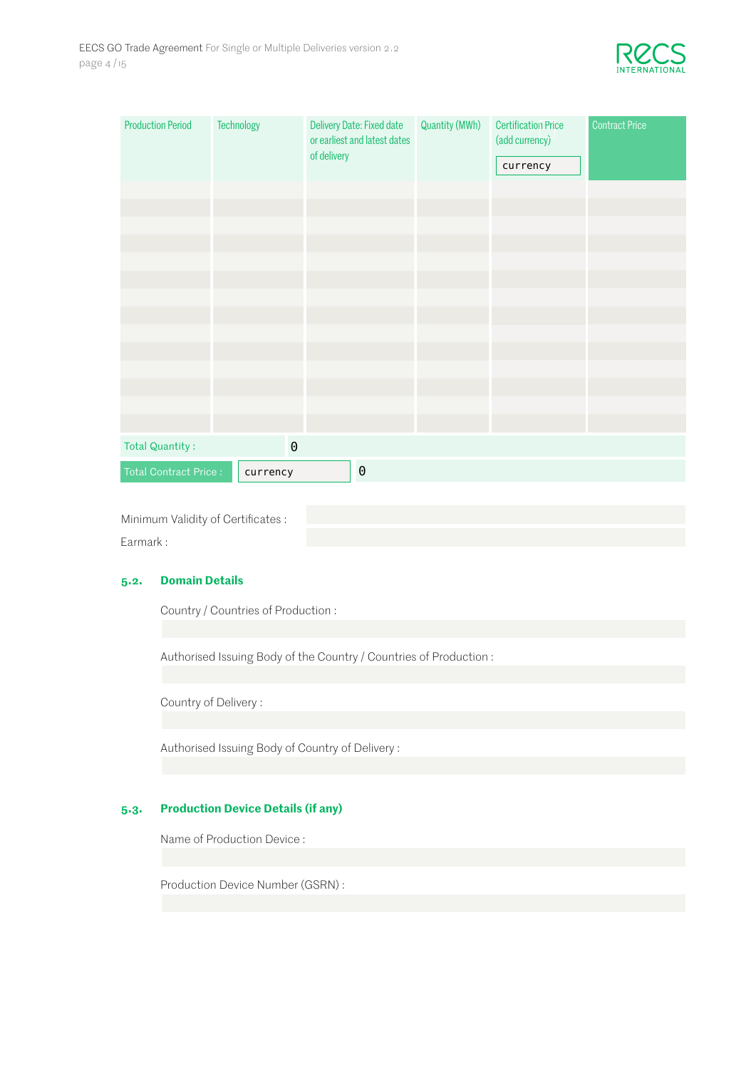| Production Period | Technology | Delivery Date: Fixed date or earliest and latest dates of delivery | Quantity (MWh) | Certification Price (add currency) currency | Contract Price |
|---|---|---|---|---|---|
| | | | | | |
| | | | | | |
| | | | | | |
| | | | | | |
| | | | | | |
| | | | | | |
| | | | | | |
| | | | | | |
| | | | | | |
| | | | | | |
| | | | | | |
| | | | | | |
| | | | | | |
| | | | | | |

| | |
|---|---|
| Total Quantity : | 0 |
| Total Contract Price : currency | 0 |

Minimum Validity of Certificates :

Earmark :

## 5.2. Domain Details

Country / Countries of Production :

Authorised Issuing Body of the Country / Countries of Production :

Country of Delivery :

Authorised Issuing Body of Country of Delivery :

## 5.3. Production Device Details (if any)

Name of Production Device :

Production Device Number (GSRN) :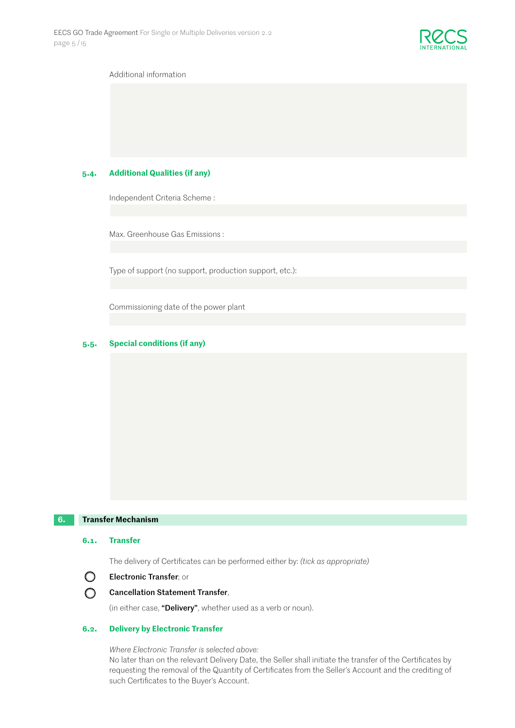Additional information

### 5.4. Additional Qualities (if any)

Independent Criteria Scheme :

Max. Greenhouse Gas Emissions :

Type of support (no support, production support, etc.):

Commissioning date of the power plant

### 5.5. Special conditions (if any)

## 6. Transfer Mechanism

### 6.1. Transfer

The delivery of Certificates can be performed either by: *(tick as appropriate)*

- ◯ **Electronic Transfer**; or
- ◯ **Cancellation Statement Transfer**,

(in either case, **"Delivery"**, whether used as a verb or noun).

### 6.2. Delivery by Electronic Transfer

*Where Electronic Transfer is selected above:*
No later than on the relevant Delivery Date, the Seller shall initiate the transfer of the Certificates by requesting the removal of the Quantity of Certificates from the Seller's Account and the crediting of such Certificates to the Buyer's Account.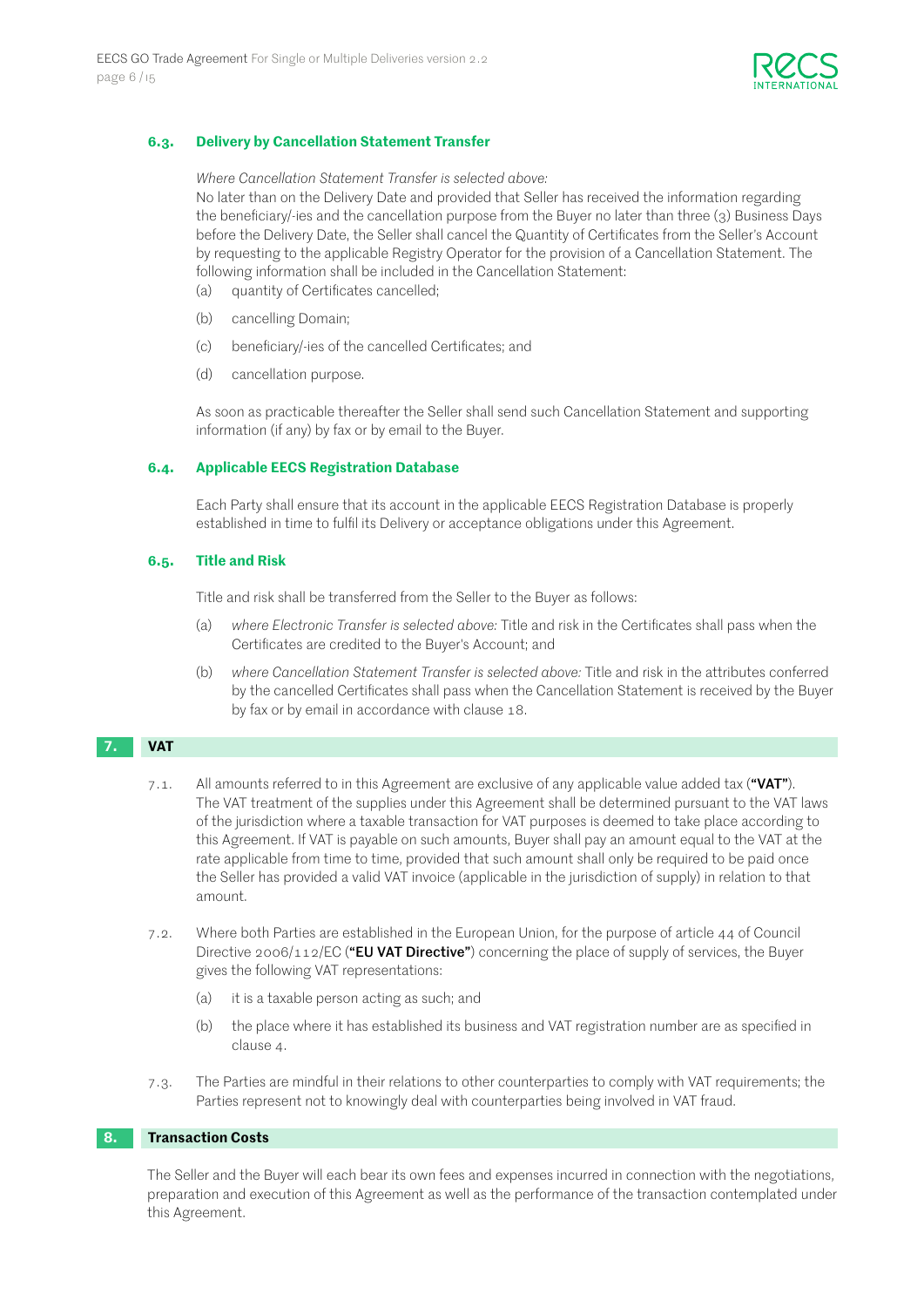### 6.3. Delivery by Cancellation Statement Transfer

*Where Cancellation Statement Transfer is selected above:*

No later than on the Delivery Date and provided that Seller has received the information regarding the beneficiary/-ies and the cancellation purpose from the Buyer no later than three (3) Business Days before the Delivery Date, the Seller shall cancel the Quantity of Certificates from the Seller's Account by requesting to the applicable Registry Operator for the provision of a Cancellation Statement. The following information shall be included in the Cancellation Statement:

(a) quantity of Certificates cancelled;

(b) cancelling Domain;

(c) beneficiary/-ies of the cancelled Certificates; and

(d) cancellation purpose.

As soon as practicable thereafter the Seller shall send such Cancellation Statement and supporting information (if any) by fax or by email to the Buyer.

### 6.4. Applicable EECS Registration Database

Each Party shall ensure that its account in the applicable EECS Registration Database is properly established in time to fulfil its Delivery or acceptance obligations under this Agreement.

### 6.5. Title and Risk

Title and risk shall be transferred from the Seller to the Buyer as follows:

(a) *where Electronic Transfer is selected above:* Title and risk in the Certificates shall pass when the Certificates are credited to the Buyer's Account; and

(b) *where Cancellation Statement Transfer is selected above:* Title and risk in the attributes conferred by the cancelled Certificates shall pass when the Cancellation Statement is received by the Buyer by fax or by email in accordance with clause 18.

## 7. VAT

7.1. All amounts referred to in this Agreement are exclusive of any applicable value added tax (**"VAT"**). The VAT treatment of the supplies under this Agreement shall be determined pursuant to the VAT laws of the jurisdiction where a taxable transaction for VAT purposes is deemed to take place according to this Agreement. If VAT is payable on such amounts, Buyer shall pay an amount equal to the VAT at the rate applicable from time to time, provided that such amount shall only be required to be paid once the Seller has provided a valid VAT invoice (applicable in the jurisdiction of supply) in relation to that amount.

7.2. Where both Parties are established in the European Union, for the purpose of article 44 of Council Directive 2006/112/EC (**"EU VAT Directive"**) concerning the place of supply of services, the Buyer gives the following VAT representations:

(a) it is a taxable person acting as such; and

(b) the place where it has established its business and VAT registration number are as specified in clause 4.

7.3. The Parties are mindful in their relations to other counterparties to comply with VAT requirements; the Parties represent not to knowingly deal with counterparties being involved in VAT fraud.

## 8. Transaction Costs

The Seller and the Buyer will each bear its own fees and expenses incurred in connection with the negotiations, preparation and execution of this Agreement as well as the performance of the transaction contemplated under this Agreement.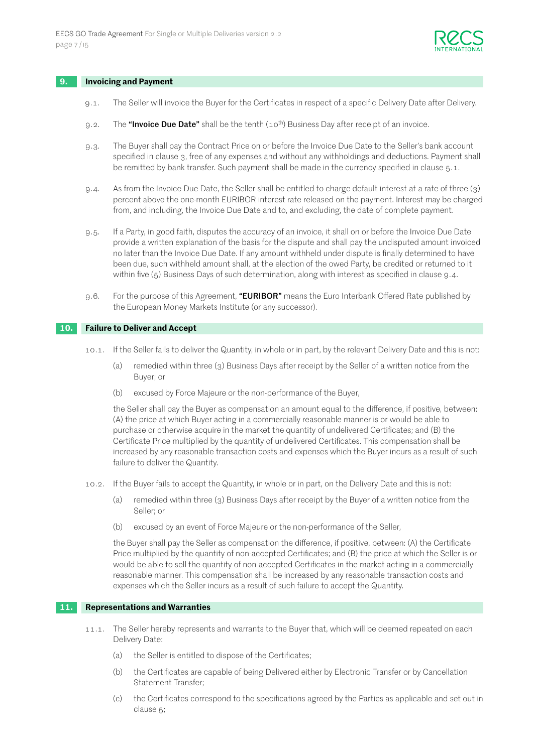## 9. Invoicing and Payment

9.1. The Seller will invoice the Buyer for the Certificates in respect of a specific Delivery Date after Delivery.

9.2. The **"Invoice Due Date"** shall be the tenth (10th) Business Day after receipt of an invoice.

9.3. The Buyer shall pay the Contract Price on or before the Invoice Due Date to the Seller's bank account specified in clause 3, free of any expenses and without any withholdings and deductions. Payment shall be remitted by bank transfer. Such payment shall be made in the currency specified in clause 5.1.

9.4. As from the Invoice Due Date, the Seller shall be entitled to charge default interest at a rate of three (3) percent above the one-month EURIBOR interest rate released on the payment. Interest may be charged from, and including, the Invoice Due Date and to, and excluding, the date of complete payment.

9.5. If a Party, in good faith, disputes the accuracy of an invoice, it shall on or before the Invoice Due Date provide a written explanation of the basis for the dispute and shall pay the undisputed amount invoiced no later than the Invoice Due Date. If any amount withheld under dispute is finally determined to have been due, such withheld amount shall, at the election of the owed Party, be credited or returned to it within five (5) Business Days of such determination, along with interest as specified in clause 9.4.

9.6. For the purpose of this Agreement, **"EURIBOR"** means the Euro Interbank Offered Rate published by the European Money Markets Institute (or any successor).

## 10. Failure to Deliver and Accept

10.1. If the Seller fails to deliver the Quantity, in whole or in part, by the relevant Delivery Date and this is not:

(a) remedied within three (3) Business Days after receipt by the Seller of a written notice from the Buyer; or

(b) excused by Force Majeure or the non-performance of the Buyer,

the Seller shall pay the Buyer as compensation an amount equal to the difference, if positive, between: (A) the price at which Buyer acting in a commercially reasonable manner is or would be able to purchase or otherwise acquire in the market the quantity of undelivered Certificates; and (B) the Certificate Price multiplied by the quantity of undelivered Certificates. This compensation shall be increased by any reasonable transaction costs and expenses which the Buyer incurs as a result of such failure to deliver the Quantity.

10.2. If the Buyer fails to accept the Quantity, in whole or in part, on the Delivery Date and this is not:

(a) remedied within three (3) Business Days after receipt by the Buyer of a written notice from the Seller; or

(b) excused by an event of Force Majeure or the non-performance of the Seller,

the Buyer shall pay the Seller as compensation the difference, if positive, between: (A) the Certificate Price multiplied by the quantity of non-accepted Certificates; and (B) the price at which the Seller is or would be able to sell the quantity of non-accepted Certificates in the market acting in a commercially reasonable manner. This compensation shall be increased by any reasonable transaction costs and expenses which the Seller incurs as a result of such failure to accept the Quantity.

## 11. Representations and Warranties

11.1. The Seller hereby represents and warrants to the Buyer that, which will be deemed repeated on each Delivery Date:

(a) the Seller is entitled to dispose of the Certificates;

(b) the Certificates are capable of being Delivered either by Electronic Transfer or by Cancellation Statement Transfer;

(c) the Certificates correspond to the specifications agreed by the Parties as applicable and set out in clause 5;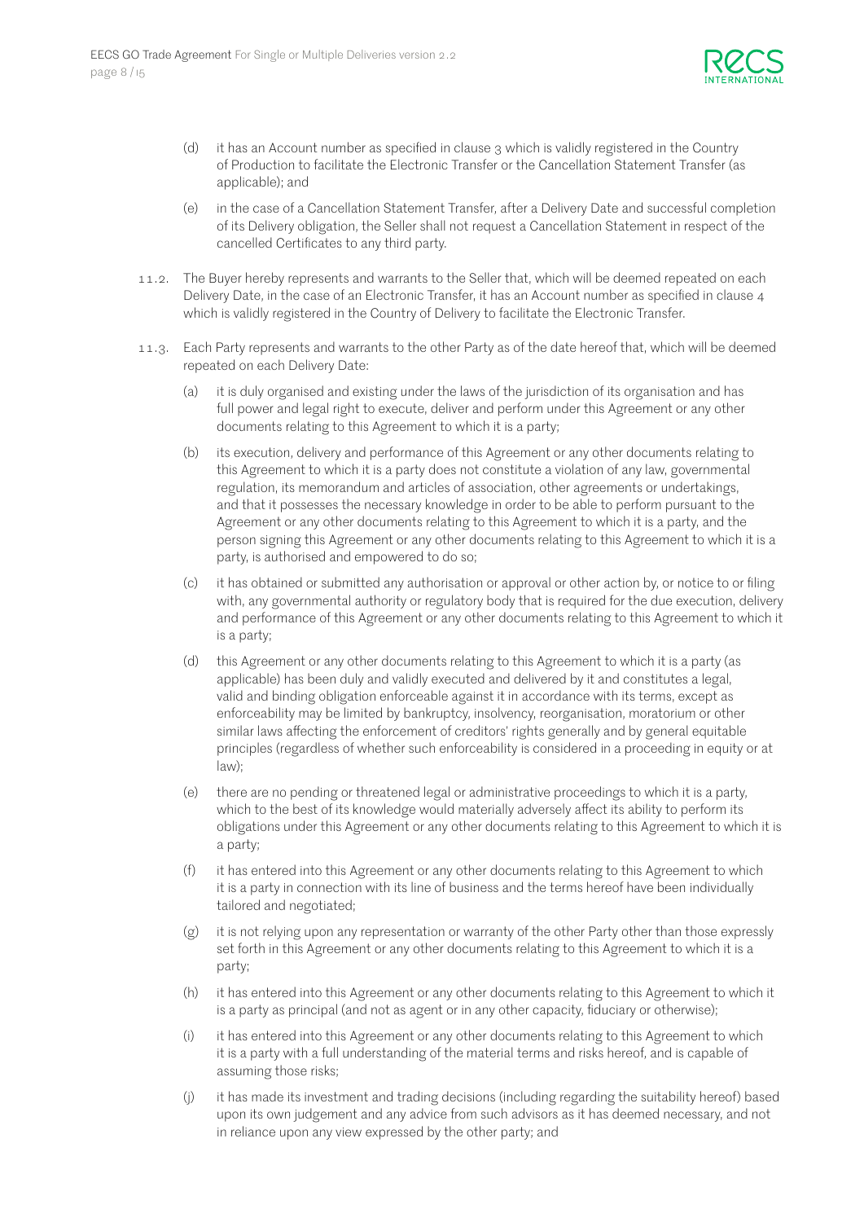(d) it has an Account number as specified in clause 3 which is validly registered in the Country of Production to facilitate the Electronic Transfer or the Cancellation Statement Transfer (as applicable); and

(e) in the case of a Cancellation Statement Transfer, after a Delivery Date and successful completion of its Delivery obligation, the Seller shall not request a Cancellation Statement in respect of the cancelled Certificates to any third party.

11.2. The Buyer hereby represents and warrants to the Seller that, which will be deemed repeated on each Delivery Date, in the case of an Electronic Transfer, it has an Account number as specified in clause 4 which is validly registered in the Country of Delivery to facilitate the Electronic Transfer.

11.3. Each Party represents and warrants to the other Party as of the date hereof that, which will be deemed repeated on each Delivery Date:

(a) it is duly organised and existing under the laws of the jurisdiction of its organisation and has full power and legal right to execute, deliver and perform under this Agreement or any other documents relating to this Agreement to which it is a party;

(b) its execution, delivery and performance of this Agreement or any other documents relating to this Agreement to which it is a party does not constitute a violation of any law, governmental regulation, its memorandum and articles of association, other agreements or undertakings, and that it possesses the necessary knowledge in order to be able to perform pursuant to the Agreement or any other documents relating to this Agreement to which it is a party, and the person signing this Agreement or any other documents relating to this Agreement to which it is a party, is authorised and empowered to do so;

(c) it has obtained or submitted any authorisation or approval or other action by, or notice to or filing with, any governmental authority or regulatory body that is required for the due execution, delivery and performance of this Agreement or any other documents relating to this Agreement to which it is a party;

(d) this Agreement or any other documents relating to this Agreement to which it is a party (as applicable) has been duly and validly executed and delivered by it and constitutes a legal, valid and binding obligation enforceable against it in accordance with its terms, except as enforceability may be limited by bankruptcy, insolvency, reorganisation, moratorium or other similar laws affecting the enforcement of creditors' rights generally and by general equitable principles (regardless of whether such enforceability is considered in a proceeding in equity or at law);

(e) there are no pending or threatened legal or administrative proceedings to which it is a party, which to the best of its knowledge would materially adversely affect its ability to perform its obligations under this Agreement or any other documents relating to this Agreement to which it is a party;

(f) it has entered into this Agreement or any other documents relating to this Agreement to which it is a party in connection with its line of business and the terms hereof have been individually tailored and negotiated;

(g) it is not relying upon any representation or warranty of the other Party other than those expressly set forth in this Agreement or any other documents relating to this Agreement to which it is a party;

(h) it has entered into this Agreement or any other documents relating to this Agreement to which it is a party as principal (and not as agent or in any other capacity, fiduciary or otherwise);

(i) it has entered into this Agreement or any other documents relating to this Agreement to which it is a party with a full understanding of the material terms and risks hereof, and is capable of assuming those risks;

(j) it has made its investment and trading decisions (including regarding the suitability hereof) based upon its own judgement and any advice from such advisors as it has deemed necessary, and not in reliance upon any view expressed by the other party; and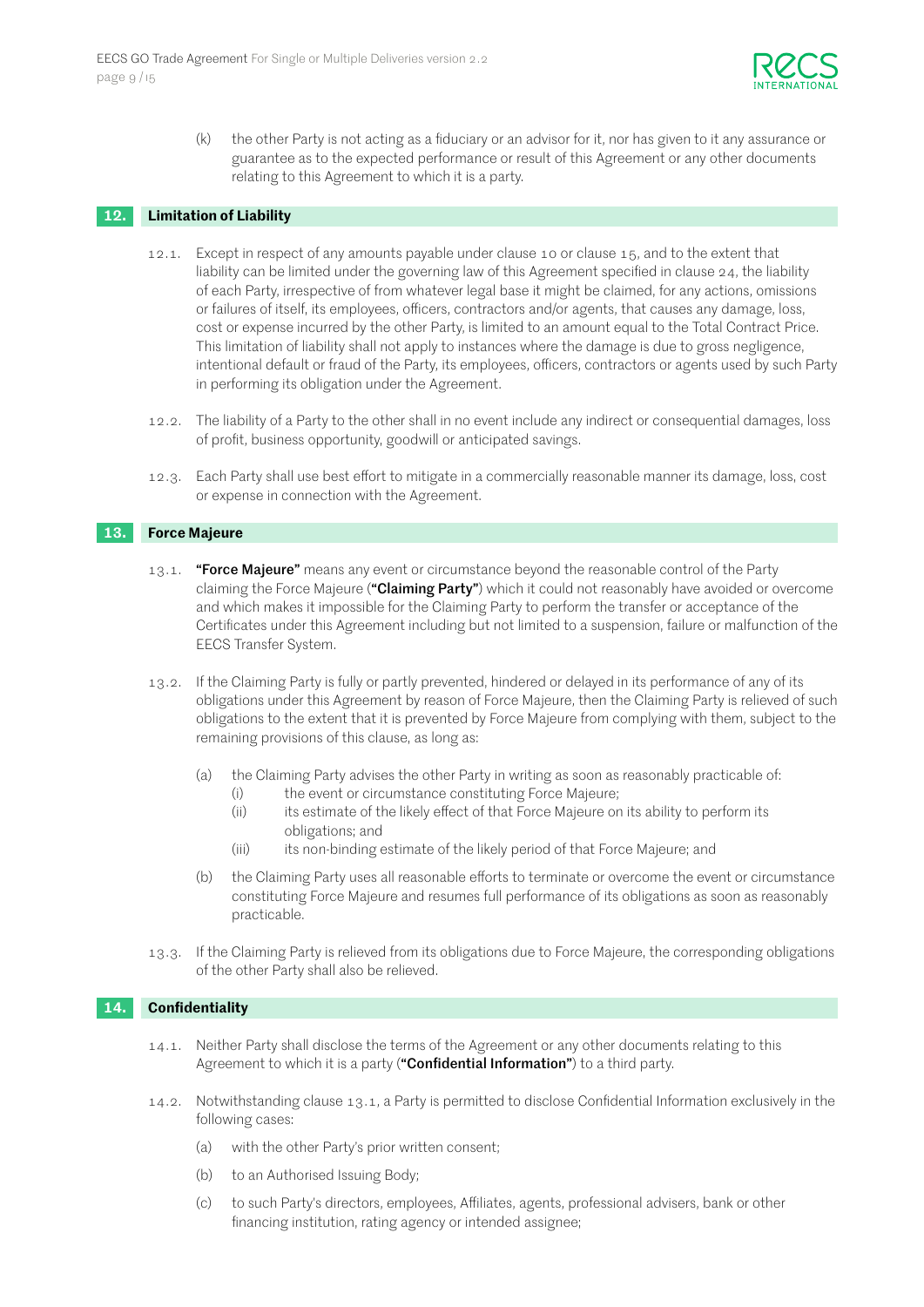(k) the other Party is not acting as a fiduciary or an advisor for it, nor has given to it any assurance or guarantee as to the expected performance or result of this Agreement or any other documents relating to this Agreement to which it is a party.

## 12. Limitation of Liability

12.1. Except in respect of any amounts payable under clause 10 or clause 15, and to the extent that liability can be limited under the governing law of this Agreement specified in clause 24, the liability of each Party, irrespective of from whatever legal base it might be claimed, for any actions, omissions or failures of itself, its employees, officers, contractors and/or agents, that causes any damage, loss, cost or expense incurred by the other Party, is limited to an amount equal to the Total Contract Price. This limitation of liability shall not apply to instances where the damage is due to gross negligence, intentional default or fraud of the Party, its employees, officers, contractors or agents used by such Party in performing its obligation under the Agreement.

12.2. The liability of a Party to the other shall in no event include any indirect or consequential damages, loss of profit, business opportunity, goodwill or anticipated savings.

12.3. Each Party shall use best effort to mitigate in a commercially reasonable manner its damage, loss, cost or expense in connection with the Agreement.

## 13. Force Majeure

13.1. **"Force Majeure"** means any event or circumstance beyond the reasonable control of the Party claiming the Force Majeure (**"Claiming Party"**) which it could not reasonably have avoided or overcome and which makes it impossible for the Claiming Party to perform the transfer or acceptance of the Certificates under this Agreement including but not limited to a suspension, failure or malfunction of the EECS Transfer System.

13.2. If the Claiming Party is fully or partly prevented, hindered or delayed in its performance of any of its obligations under this Agreement by reason of Force Majeure, then the Claiming Party is relieved of such obligations to the extent that it is prevented by Force Majeure from complying with them, subject to the remaining provisions of this clause, as long as:

(a) the Claiming Party advises the other Party in writing as soon as reasonably practicable of:
   (i) the event or circumstance constituting Force Majeure;
   (ii) its estimate of the likely effect of that Force Majeure on its ability to perform its obligations; and
   (iii) its non-binding estimate of the likely period of that Force Majeure; and

(b) the Claiming Party uses all reasonable efforts to terminate or overcome the event or circumstance constituting Force Majeure and resumes full performance of its obligations as soon as reasonably practicable.

13.3. If the Claiming Party is relieved from its obligations due to Force Majeure, the corresponding obligations of the other Party shall also be relieved.

## 14. Confidentiality

14.1. Neither Party shall disclose the terms of the Agreement or any other documents relating to this Agreement to which it is a party (**"Confidential Information"**) to a third party.

14.2. Notwithstanding clause 13.1, a Party is permitted to disclose Confidential Information exclusively in the following cases:

(a) with the other Party's prior written consent;

(b) to an Authorised Issuing Body;

(c) to such Party's directors, employees, Affiliates, agents, professional advisers, bank or other financing institution, rating agency or intended assignee;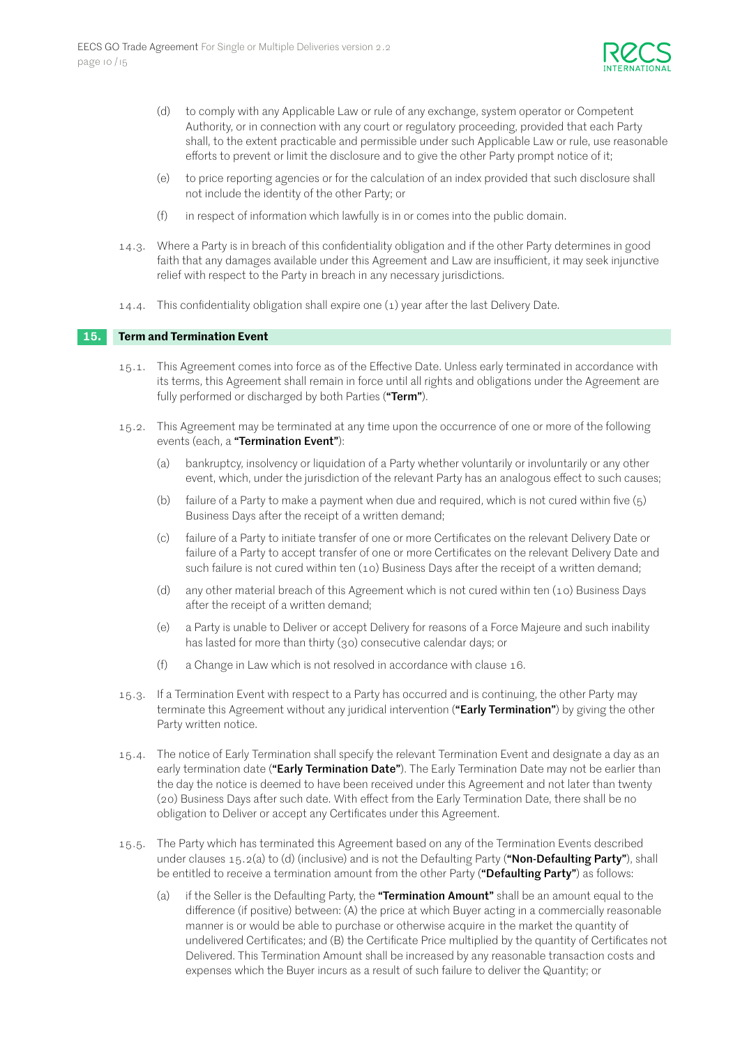(d) to comply with any Applicable Law or rule of any exchange, system operator or Competent Authority, or in connection with any court or regulatory proceeding, provided that each Party shall, to the extent practicable and permissible under such Applicable Law or rule, use reasonable efforts to prevent or limit the disclosure and to give the other Party prompt notice of it;

(e) to price reporting agencies or for the calculation of an index provided that such disclosure shall not include the identity of the other Party; or

(f) in respect of information which lawfully is in or comes into the public domain.

14.3. Where a Party is in breach of this confidentiality obligation and if the other Party determines in good faith that any damages available under this Agreement and Law are insufficient, it may seek injunctive relief with respect to the Party in breach in any necessary jurisdictions.

14.4. This confidentiality obligation shall expire one (1) year after the last Delivery Date.

## 15. Term and Termination Event

15.1. This Agreement comes into force as of the Effective Date. Unless early terminated in accordance with its terms, this Agreement shall remain in force until all rights and obligations under the Agreement are fully performed or discharged by both Parties (**"Term"**).

15.2. This Agreement may be terminated at any time upon the occurrence of one or more of the following events (each, a **"Termination Event"**):

(a) bankruptcy, insolvency or liquidation of a Party whether voluntarily or involuntarily or any other event, which, under the jurisdiction of the relevant Party has an analogous effect to such causes;

(b) failure of a Party to make a payment when due and required, which is not cured within five (5) Business Days after the receipt of a written demand;

(c) failure of a Party to initiate transfer of one or more Certificates on the relevant Delivery Date or failure of a Party to accept transfer of one or more Certificates on the relevant Delivery Date and such failure is not cured within ten (10) Business Days after the receipt of a written demand;

(d) any other material breach of this Agreement which is not cured within ten (10) Business Days after the receipt of a written demand;

(e) a Party is unable to Deliver or accept Delivery for reasons of a Force Majeure and such inability has lasted for more than thirty (30) consecutive calendar days; or

(f) a Change in Law which is not resolved in accordance with clause 16.

15.3. If a Termination Event with respect to a Party has occurred and is continuing, the other Party may terminate this Agreement without any juridical intervention (**"Early Termination"**) by giving the other Party written notice.

15.4. The notice of Early Termination shall specify the relevant Termination Event and designate a day as an early termination date (**"Early Termination Date"**). The Early Termination Date may not be earlier than the day the notice is deemed to have been received under this Agreement and not later than twenty (20) Business Days after such date. With effect from the Early Termination Date, there shall be no obligation to Deliver or accept any Certificates under this Agreement.

15.5. The Party which has terminated this Agreement based on any of the Termination Events described under clauses 15.2(a) to (d) (inclusive) and is not the Defaulting Party (**"Non-Defaulting Party"**), shall be entitled to receive a termination amount from the other Party (**"Defaulting Party"**) as follows:

(a) if the Seller is the Defaulting Party, the **"Termination Amount"** shall be an amount equal to the difference (if positive) between: (A) the price at which Buyer acting in a commercially reasonable manner is or would be able to purchase or otherwise acquire in the market the quantity of undelivered Certificates; and (B) the Certificate Price multiplied by the quantity of Certificates not Delivered. This Termination Amount shall be increased by any reasonable transaction costs and expenses which the Buyer incurs as a result of such failure to deliver the Quantity; or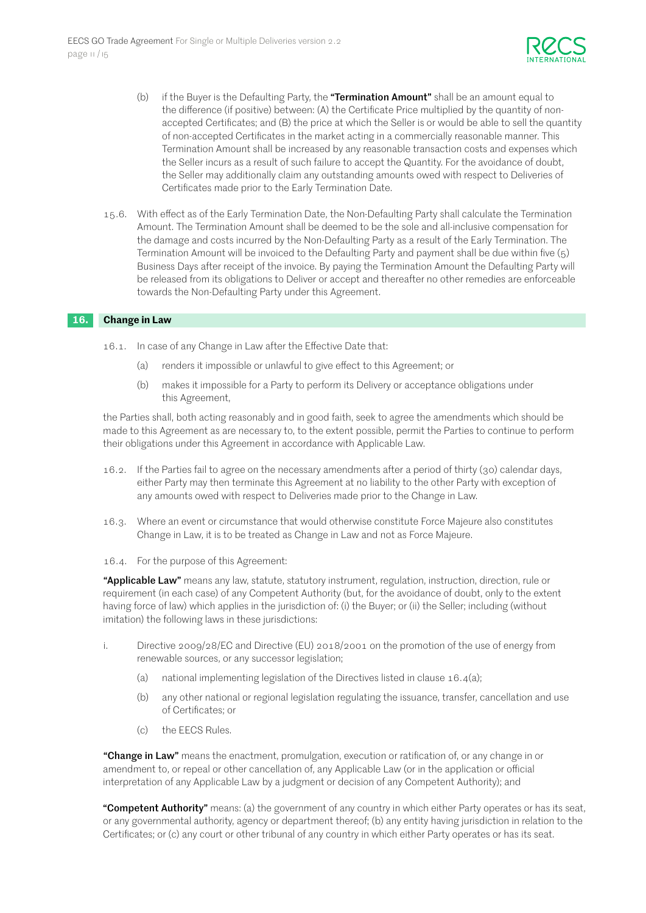(b) if the Buyer is the Defaulting Party, the **"Termination Amount"** shall be an amount equal to the difference (if positive) between: (A) the Certificate Price multiplied by the quantity of non-accepted Certificates; and (B) the price at which the Seller is or would be able to sell the quantity of non-accepted Certificates in the market acting in a commercially reasonable manner. This Termination Amount shall be increased by any reasonable transaction costs and expenses which the Seller incurs as a result of such failure to accept the Quantity. For the avoidance of doubt, the Seller may additionally claim any outstanding amounts owed with respect to Deliveries of Certificates made prior to the Early Termination Date.

15.6. With effect as of the Early Termination Date, the Non-Defaulting Party shall calculate the Termination Amount. The Termination Amount shall be deemed to be the sole and all-inclusive compensation for the damage and costs incurred by the Non-Defaulting Party as a result of the Early Termination. The Termination Amount will be invoiced to the Defaulting Party and payment shall be due within five (5) Business Days after receipt of the invoice. By paying the Termination Amount the Defaulting Party will be released from its obligations to Deliver or accept and thereafter no other remedies are enforceable towards the Non-Defaulting Party under this Agreement.

## 16. Change in Law

16.1. In case of any Change in Law after the Effective Date that:

(a) renders it impossible or unlawful to give effect to this Agreement; or

(b) makes it impossible for a Party to perform its Delivery or acceptance obligations under this Agreement,

the Parties shall, both acting reasonably and in good faith, seek to agree the amendments which should be made to this Agreement as are necessary to, to the extent possible, permit the Parties to continue to perform their obligations under this Agreement in accordance with Applicable Law.

16.2. If the Parties fail to agree on the necessary amendments after a period of thirty (30) calendar days, either Party may then terminate this Agreement at no liability to the other Party with exception of any amounts owed with respect to Deliveries made prior to the Change in Law.

16.3. Where an event or circumstance that would otherwise constitute Force Majeure also constitutes Change in Law, it is to be treated as Change in Law and not as Force Majeure.

16.4. For the purpose of this Agreement:

**"Applicable Law"** means any law, statute, statutory instrument, regulation, instruction, direction, rule or requirement (in each case) of any Competent Authority (but, for the avoidance of doubt, only to the extent having force of law) which applies in the jurisdiction of: (i) the Buyer; or (ii) the Seller; including (without imitation) the following laws in these jurisdictions:

i. Directive 2009/28/EC and Directive (EU) 2018/2001 on the promotion of the use of energy from renewable sources, or any successor legislation;

(a) national implementing legislation of the Directives listed in clause 16.4(a);

(b) any other national or regional legislation regulating the issuance, transfer, cancellation and use of Certificates; or

(c) the EECS Rules.

**"Change in Law"** means the enactment, promulgation, execution or ratification of, or any change in or amendment to, or repeal or other cancellation of, any Applicable Law (or in the application or official interpretation of any Applicable Law by a judgment or decision of any Competent Authority); and

**"Competent Authority"** means: (a) the government of any country in which either Party operates or has its seat, or any governmental authority, agency or department thereof; (b) any entity having jurisdiction in relation to the Certificates; or (c) any court or other tribunal of any country in which either Party operates or has its seat.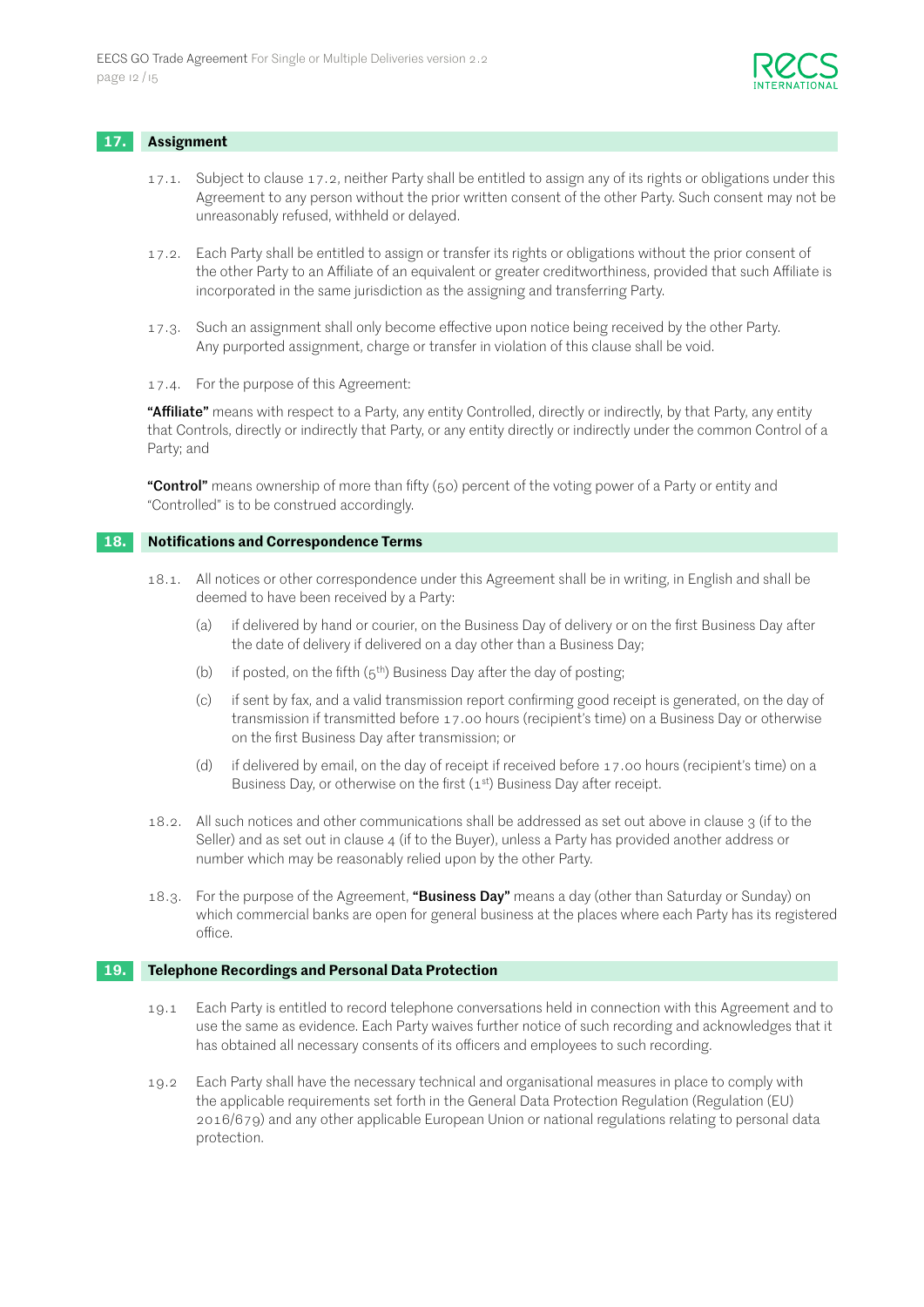## 17. Assignment

17.1. Subject to clause 17.2, neither Party shall be entitled to assign any of its rights or obligations under this Agreement to any person without the prior written consent of the other Party. Such consent may not be unreasonably refused, withheld or delayed.

17.2. Each Party shall be entitled to assign or transfer its rights or obligations without the prior consent of the other Party to an Affiliate of an equivalent or greater creditworthiness, provided that such Affiliate is incorporated in the same jurisdiction as the assigning and transferring Party.

17.3. Such an assignment shall only become effective upon notice being received by the other Party. Any purported assignment, charge or transfer in violation of this clause shall be void.

17.4. For the purpose of this Agreement:

**"Affiliate"** means with respect to a Party, any entity Controlled, directly or indirectly, by that Party, any entity that Controls, directly or indirectly that Party, or any entity directly or indirectly under the common Control of a Party; and

**"Control"** means ownership of more than fifty (50) percent of the voting power of a Party or entity and "Controlled" is to be construed accordingly.

## 18. Notifications and Correspondence Terms

18.1. All notices or other correspondence under this Agreement shall be in writing, in English and shall be deemed to have been received by a Party:

(a) if delivered by hand or courier, on the Business Day of delivery or on the first Business Day after the date of delivery if delivered on a day other than a Business Day;

(b) if posted, on the fifth (5th) Business Day after the day of posting;

(c) if sent by fax, and a valid transmission report confirming good receipt is generated, on the day of transmission if transmitted before 17.00 hours (recipient's time) on a Business Day or otherwise on the first Business Day after transmission; or

(d) if delivered by email, on the day of receipt if received before 17.00 hours (recipient's time) on a Business Day, or otherwise on the first (1st) Business Day after receipt.

18.2. All such notices and other communications shall be addressed as set out above in clause 3 (if to the Seller) and as set out in clause 4 (if to the Buyer), unless a Party has provided another address or number which may be reasonably relied upon by the other Party.

18.3. For the purpose of the Agreement, **"Business Day"** means a day (other than Saturday or Sunday) on which commercial banks are open for general business at the places where each Party has its registered office.

## 19. Telephone Recordings and Personal Data Protection

19.1 Each Party is entitled to record telephone conversations held in connection with this Agreement and to use the same as evidence. Each Party waives further notice of such recording and acknowledges that it has obtained all necessary consents of its officers and employees to such recording.

19.2 Each Party shall have the necessary technical and organisational measures in place to comply with the applicable requirements set forth in the General Data Protection Regulation (Regulation (EU) 2016/679) and any other applicable European Union or national regulations relating to personal data protection.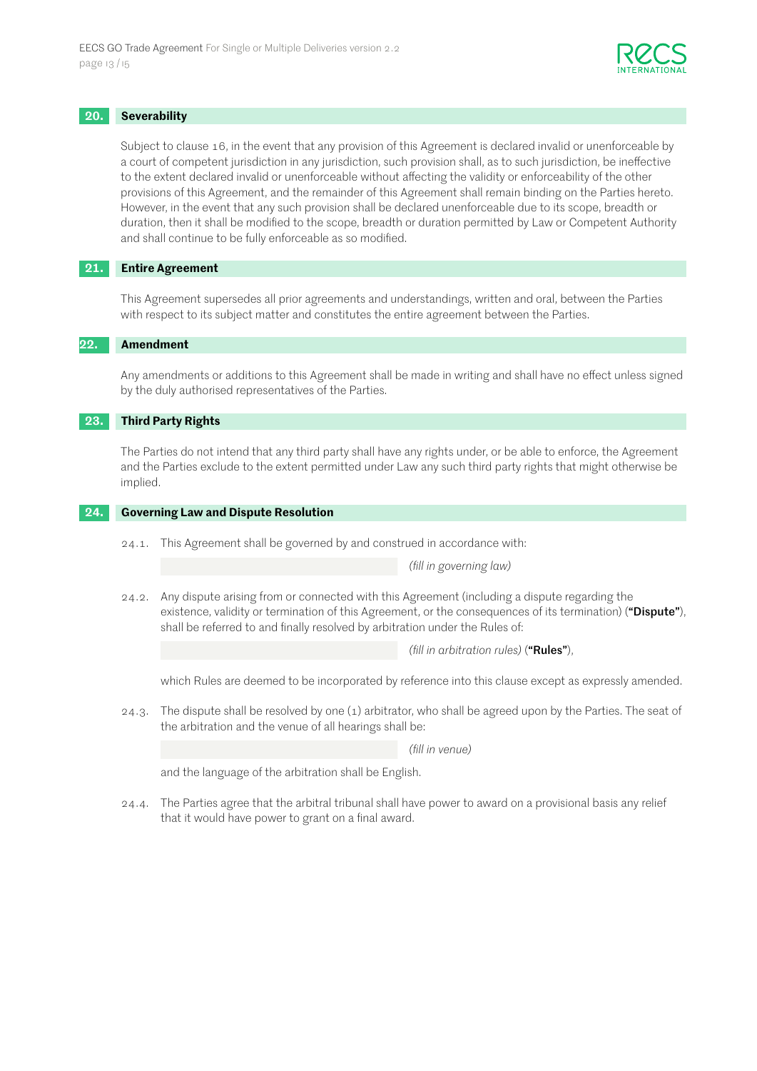## 20. Severability

Subject to clause 16, in the event that any provision of this Agreement is declared invalid or unenforceable by a court of competent jurisdiction in any jurisdiction, such provision shall, as to such jurisdiction, be ineffective to the extent declared invalid or unenforceable without affecting the validity or enforceability of the other provisions of this Agreement, and the remainder of this Agreement shall remain binding on the Parties hereto. However, in the event that any such provision shall be declared unenforceable due to its scope, breadth or duration, then it shall be modified to the scope, breadth or duration permitted by Law or Competent Authority and shall continue to be fully enforceable as so modified.

## 21. Entire Agreement

This Agreement supersedes all prior agreements and understandings, written and oral, between the Parties with respect to its subject matter and constitutes the entire agreement between the Parties.

## 22. Amendment

Any amendments or additions to this Agreement shall be made in writing and shall have no effect unless signed by the duly authorised representatives of the Parties.

## 23. Third Party Rights

The Parties do not intend that any third party shall have any rights under, or be able to enforce, the Agreement and the Parties exclude to the extent permitted under Law any such third party rights that might otherwise be implied.

## 24. Governing Law and Dispute Resolution

24.1. This Agreement shall be governed by and construed in accordance with:

_______________ *(fill in governing law)*

24.2. Any dispute arising from or connected with this Agreement (including a dispute regarding the existence, validity or termination of this Agreement, or the consequences of its termination) (**"Dispute"**), shall be referred to and finally resolved by arbitration under the Rules of:

_______________ *(fill in arbitration rules)* (**"Rules"**),

which Rules are deemed to be incorporated by reference into this clause except as expressly amended.

24.3. The dispute shall be resolved by one (1) arbitrator, who shall be agreed upon by the Parties. The seat of the arbitration and the venue of all hearings shall be:

_______________ *(fill in venue)*

and the language of the arbitration shall be English.

24.4. The Parties agree that the arbitral tribunal shall have power to award on a provisional basis any relief that it would have power to grant on a final award.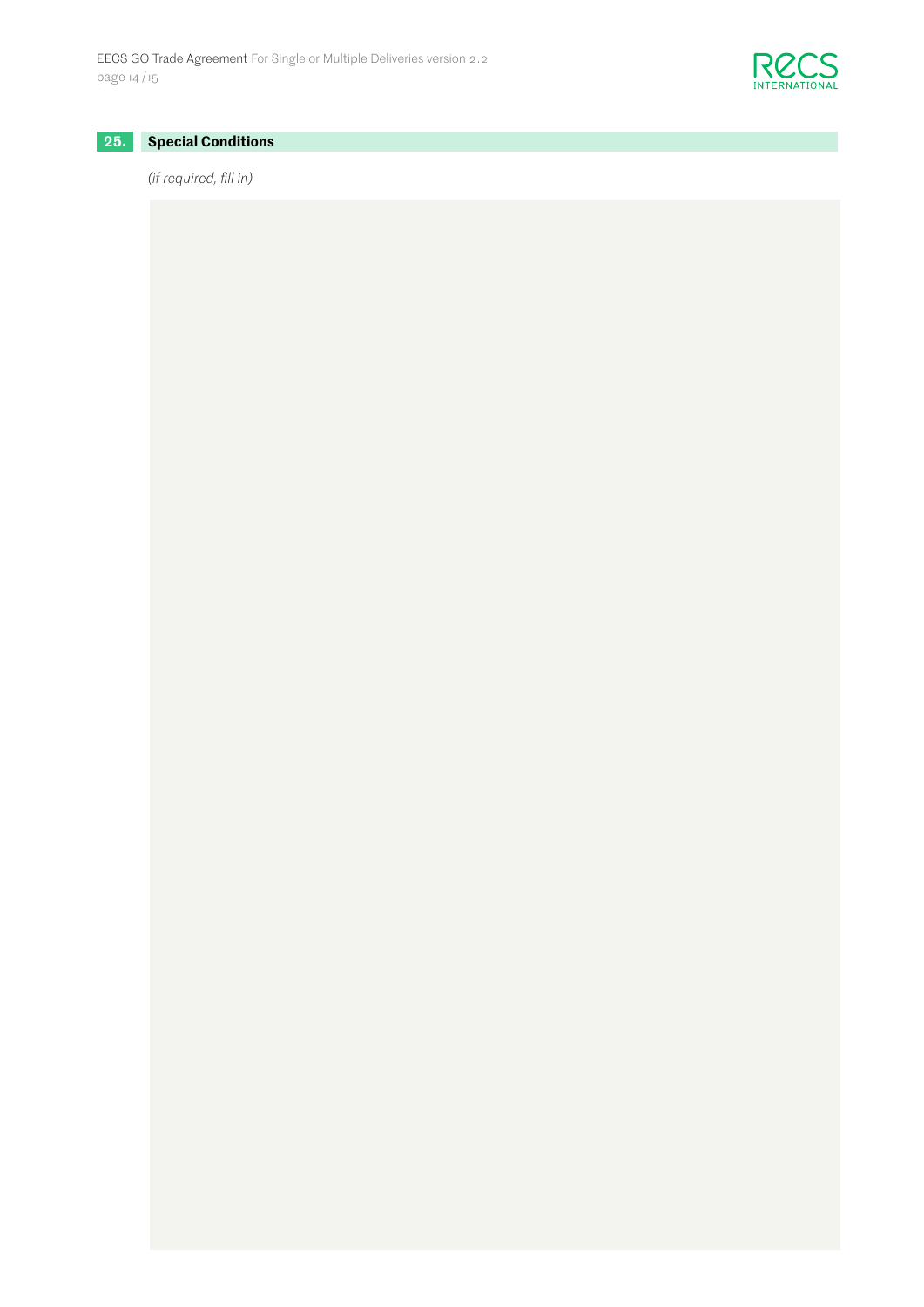## 25. Special Conditions

*(if required, fill in)*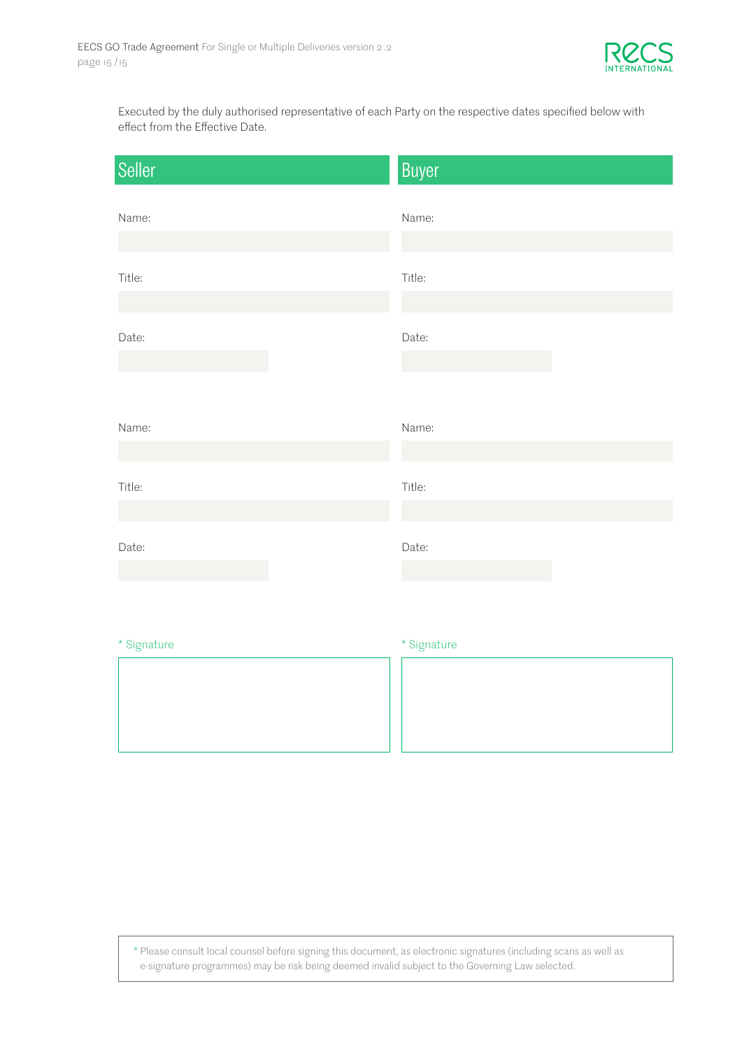Executed by the duly authorised representative of each Party on the respective dates specified below with effect from the Effective Date.

| Seller | Buyer |
| --- | --- |
| Name: | Name: |
| Title: | Title: |
| Date: | Date: |
| Name: | Name: |
| Title: | Title: |
| Date: | Date: |
| * Signature | * Signature |

* Please consult local counsel before signing this document, as electronic signatures (including scans as well as e-signature programmes) may be risk being deemed invalid subject to the Governing Law selected.